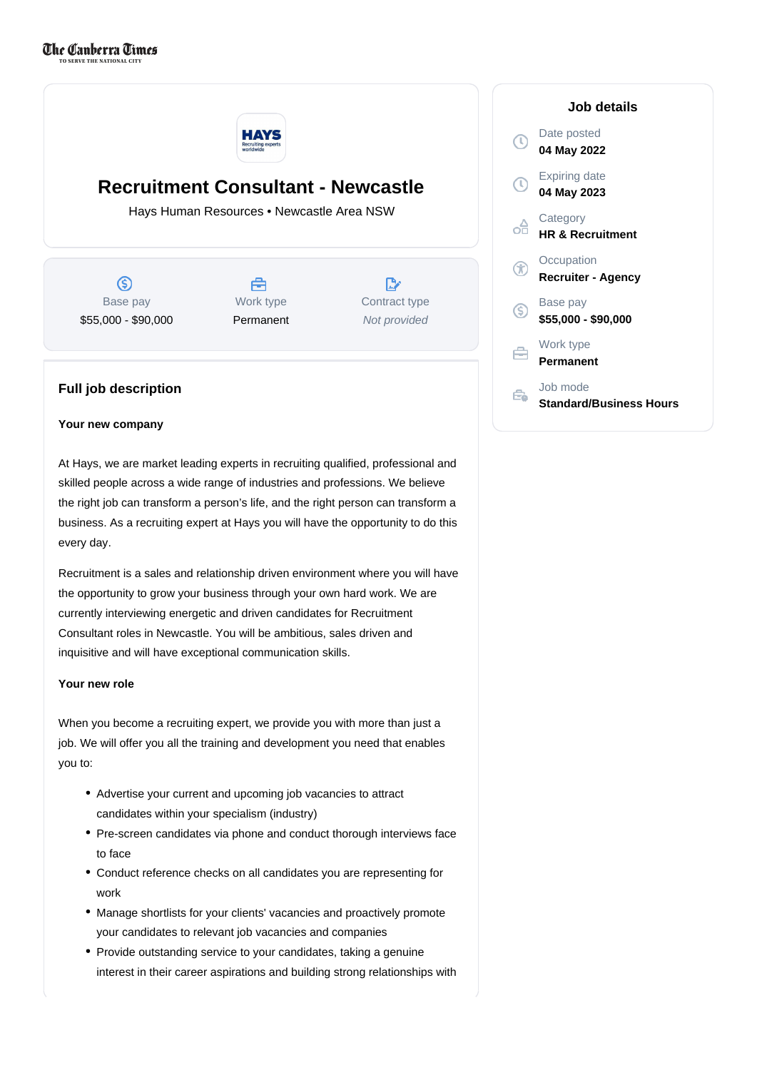The Canberra Times
TO SERVE THE NATIONAL CITY

# Recruitment Consultant - Newcastle

Hays Human Resources • Newcastle Area NSW

| Base pay | Work type | Contract type |
|---|---|---|
| $55,000 - $90,000 | Permanent | *Not provided* |

## Job details

**Date posted**
04 May 2022

**Expiring date**
04 May 2023

**Category**
HR & Recruitment

**Occupation**
Recruiter - Agency

**Base pay**
$55,000 - $90,000

**Work type**
Permanent

**Job mode**
Standard/Business Hours

## Full job description

**Your new company**

At Hays, we are market leading experts in recruiting qualified, professional and skilled people across a wide range of industries and professions. We believe the right job can transform a person's life, and the right person can transform a business. As a recruiting expert at Hays you will have the opportunity to do this every day.

Recruitment is a sales and relationship driven environment where you will have the opportunity to grow your business through your own hard work. We are currently interviewing energetic and driven candidates for Recruitment Consultant roles in Newcastle. You will be ambitious, sales driven and inquisitive and will have exceptional communication skills.

**Your new role**

When you become a recruiting expert, we provide you with more than just a job. We will offer you all the training and development you need that enables you to:

- Advertise your current and upcoming job vacancies to attract candidates within your specialism (industry)
- Pre-screen candidates via phone and conduct thorough interviews face to face
- Conduct reference checks on all candidates you are representing for work
- Manage shortlists for your clients' vacancies and proactively promote your candidates to relevant job vacancies and companies
- Provide outstanding service to your candidates, taking a genuine interest in their career aspirations and building strong relationships with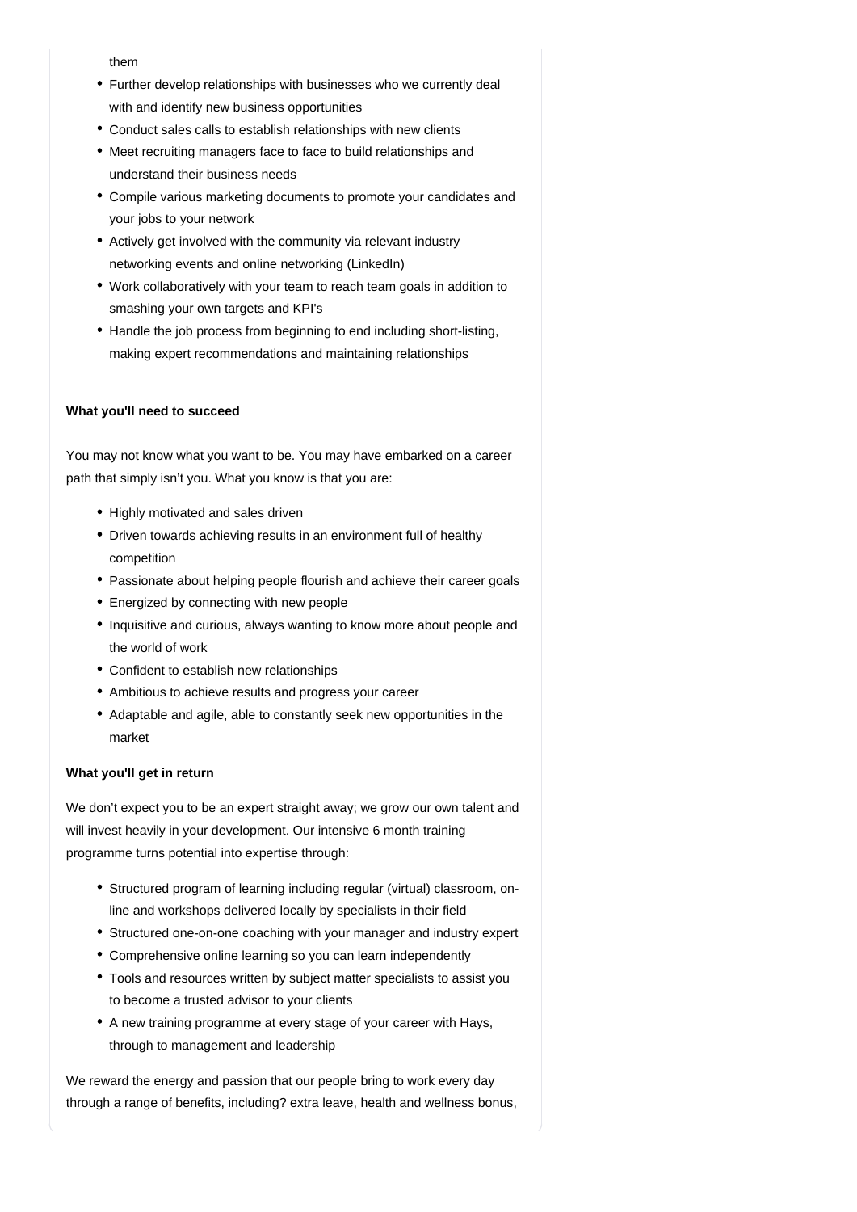them

- Further develop relationships with businesses who we currently deal with and identify new business opportunities
- Conduct sales calls to establish relationships with new clients
- Meet recruiting managers face to face to build relationships and understand their business needs
- Compile various marketing documents to promote your candidates and your jobs to your network
- Actively get involved with the community via relevant industry networking events and online networking (LinkedIn)
- Work collaboratively with your team to reach team goals in addition to smashing your own targets and KPI's
- Handle the job process from beginning to end including short-listing, making expert recommendations and maintaining relationships

**What you'll need to succeed**

You may not know what you want to be. You may have embarked on a career path that simply isn't you. What you know is that you are:

- Highly motivated and sales driven
- Driven towards achieving results in an environment full of healthy competition
- Passionate about helping people flourish and achieve their career goals
- Energized by connecting with new people
- Inquisitive and curious, always wanting to know more about people and the world of work
- Confident to establish new relationships
- Ambitious to achieve results and progress your career
- Adaptable and agile, able to constantly seek new opportunities in the market

**What you'll get in return**

We don't expect you to be an expert straight away; we grow our own talent and will invest heavily in your development. Our intensive 6 month training programme turns potential into expertise through:

- Structured program of learning including regular (virtual) classroom, on-line and workshops delivered locally by specialists in their field
- Structured one-on-one coaching with your manager and industry expert
- Comprehensive online learning so you can learn independently
- Tools and resources written by subject matter specialists to assist you to become a trusted advisor to your clients
- A new training programme at every stage of your career with Hays, through to management and leadership

We reward the energy and passion that our people bring to work every day through a range of benefits, including? extra leave, health and wellness bonus,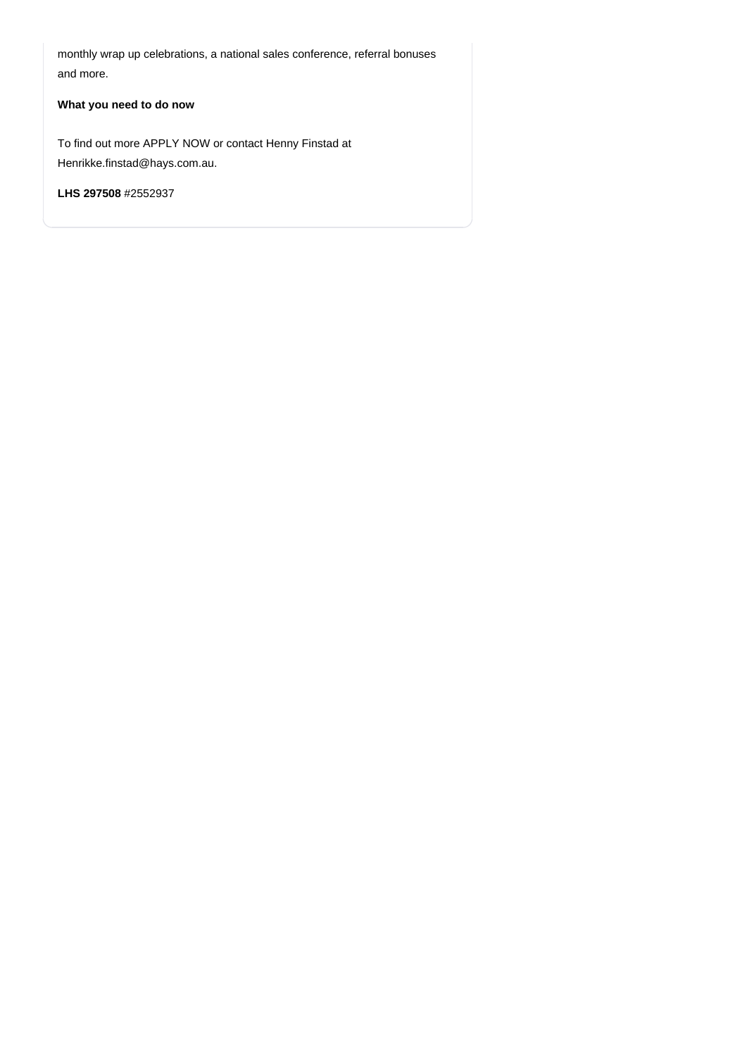monthly wrap up celebrations, a national sales conference, referral bonuses and more.

**What you need to do now**

To find out more APPLY NOW or contact Henny Finstad at Henrikke.finstad@hays.com.au.

**LHS 297508** #2552937